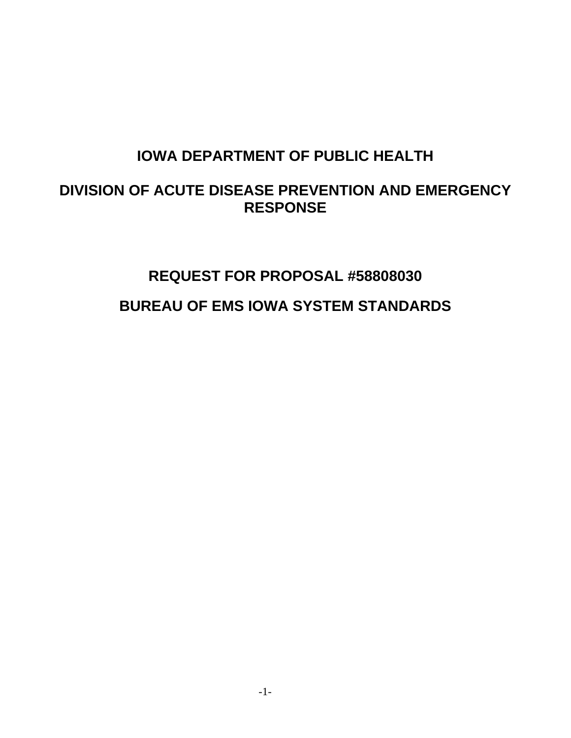# IOWA DEPARTMENT OF PUBLIC HEALTH

# DIVISION OF ACUTE DISEASE PREVENTION AND EMERGENCY RESPONSE

# REQUEST FOR PROPOSAL #58808030

# BUREAU OF EMS IOWA SYSTEM STANDARDS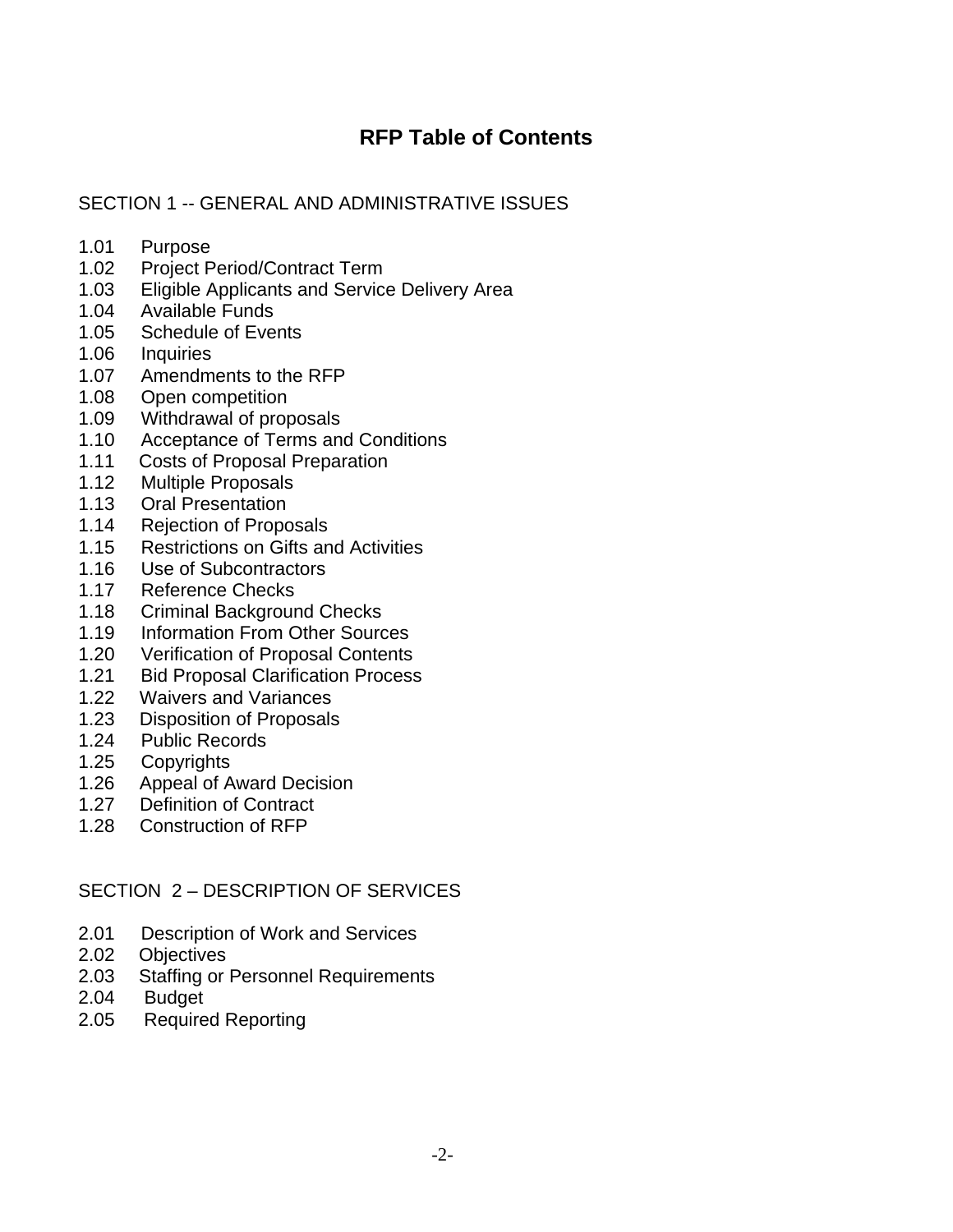# RFP Table of Contents

SECTION 1 -- GENERAL AND ADMINISTRATIVE ISSUES

1.01 Purpose
1.02 Project Period/Contract Term
1.03 Eligible Applicants and Service Delivery Area
1.04 Available Funds
1.05 Schedule of Events
1.06 Inquiries
1.07 Amendments to the RFP
1.08 Open competition
1.09 Withdrawal of proposals
1.10 Acceptance of Terms and Conditions
1.11 Costs of Proposal Preparation
1.12 Multiple Proposals
1.13 Oral Presentation
1.14 Rejection of Proposals
1.15 Restrictions on Gifts and Activities
1.16 Use of Subcontractors
1.17 Reference Checks
1.18 Criminal Background Checks
1.19 Information From Other Sources
1.20 Verification of Proposal Contents
1.21 Bid Proposal Clarification Process
1.22 Waivers and Variances
1.23 Disposition of Proposals
1.24 Public Records
1.25 Copyrights
1.26 Appeal of Award Decision
1.27 Definition of Contract
1.28 Construction of RFP

SECTION 2 – DESCRIPTION OF SERVICES

2.01 Description of Work and Services
2.02 Objectives
2.03 Staffing or Personnel Requirements
2.04 Budget
2.05 Required Reporting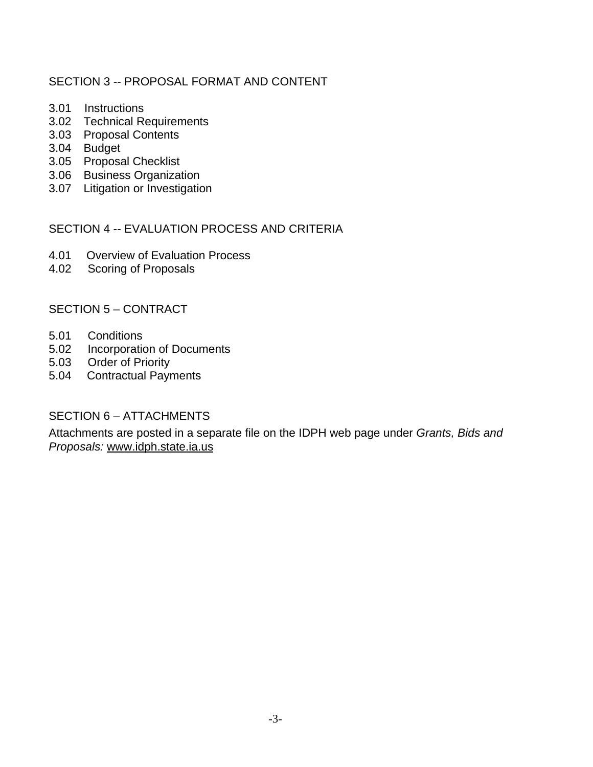## SECTION 3 -- PROPOSAL FORMAT AND CONTENT

3.01 Instructions
3.02 Technical Requirements
3.03 Proposal Contents
3.04 Budget
3.05 Proposal Checklist
3.06 Business Organization
3.07 Litigation or Investigation

## SECTION 4 -- EVALUATION PROCESS AND CRITERIA

4.01 Overview of Evaluation Process
4.02 Scoring of Proposals

## SECTION 5 – CONTRACT

5.01 Conditions
5.02 Incorporation of Documents
5.03 Order of Priority
5.04 Contractual Payments

## SECTION 6 – ATTACHMENTS

Attachments are posted in a separate file on the IDPH web page under *Grants, Bids and Proposals:* www.idph.state.ia.us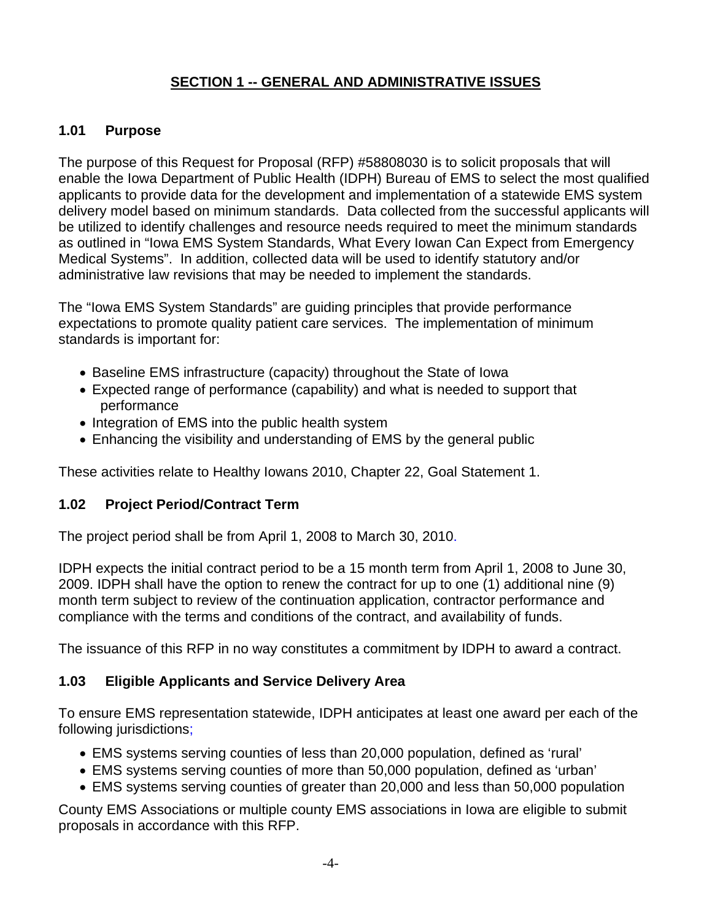# SECTION 1 -- GENERAL AND ADMINISTRATIVE ISSUES

## 1.01 Purpose

The purpose of this Request for Proposal (RFP) #58808030 is to solicit proposals that will enable the Iowa Department of Public Health (IDPH) Bureau of EMS to select the most qualified applicants to provide data for the development and implementation of a statewide EMS system delivery model based on minimum standards. Data collected from the successful applicants will be utilized to identify challenges and resource needs required to meet the minimum standards as outlined in "Iowa EMS System Standards, What Every Iowan Can Expect from Emergency Medical Systems". In addition, collected data will be used to identify statutory and/or administrative law revisions that may be needed to implement the standards.

The "Iowa EMS System Standards" are guiding principles that provide performance expectations to promote quality patient care services. The implementation of minimum standards is important for:

- Baseline EMS infrastructure (capacity) throughout the State of Iowa
- Expected range of performance (capability) and what is needed to support that performance
- Integration of EMS into the public health system
- Enhancing the visibility and understanding of EMS by the general public

These activities relate to Healthy Iowans 2010, Chapter 22, Goal Statement 1.

## 1.02 Project Period/Contract Term

The project period shall be from April 1, 2008 to March 30, 2010.

IDPH expects the initial contract period to be a 15 month term from April 1, 2008 to June 30, 2009. IDPH shall have the option to renew the contract for up to one (1) additional nine (9) month term subject to review of the continuation application, contractor performance and compliance with the terms and conditions of the contract, and availability of funds.

The issuance of this RFP in no way constitutes a commitment by IDPH to award a contract.

## 1.03 Eligible Applicants and Service Delivery Area

To ensure EMS representation statewide, IDPH anticipates at least one award per each of the following jurisdictions;

- EMS systems serving counties of less than 20,000 population, defined as 'rural'
- EMS systems serving counties of more than 50,000 population, defined as 'urban'
- EMS systems serving counties of greater than 20,000 and less than 50,000 population

County EMS Associations or multiple county EMS associations in Iowa are eligible to submit proposals in accordance with this RFP.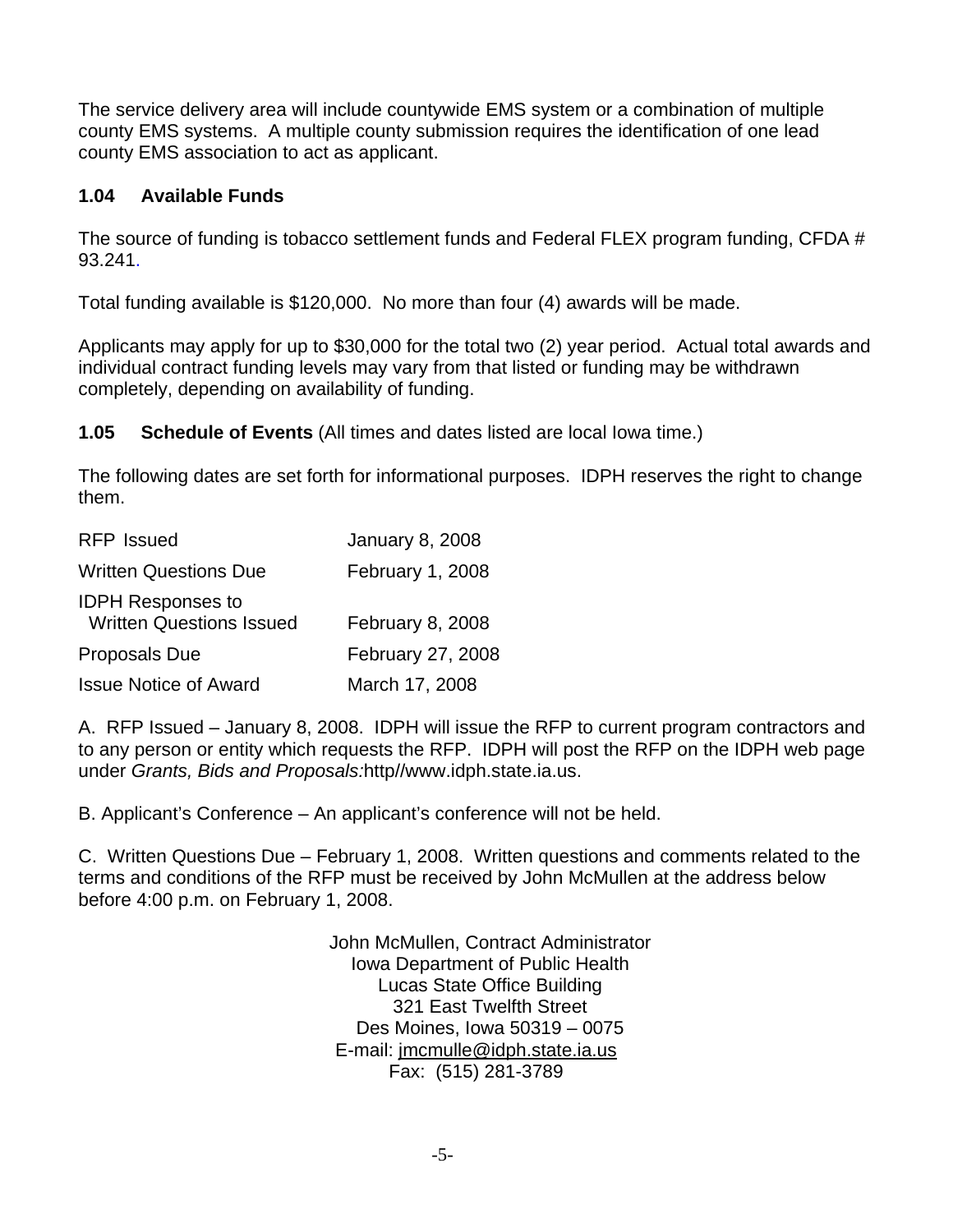The service delivery area will include countywide EMS system or a combination of multiple county EMS systems. A multiple county submission requires the identification of one lead county EMS association to act as applicant.

### 1.04 Available Funds

The source of funding is tobacco settlement funds and Federal FLEX program funding, CFDA # 93.241.

Total funding available is $120,000. No more than four (4) awards will be made.

Applicants may apply for up to $30,000 for the total two (2) year period. Actual total awards and individual contract funding levels may vary from that listed or funding may be withdrawn completely, depending on availability of funding.

### 1.05 Schedule of Events (All times and dates listed are local Iowa time.)

The following dates are set forth for informational purposes. IDPH reserves the right to change them.

| | |
|---|---|
| RFP Issued | January 8, 2008 |
| Written Questions Due | February 1, 2008 |
| IDPH Responses to Written Questions Issued | February 8, 2008 |
| Proposals Due | February 27, 2008 |
| Issue Notice of Award | March 17, 2008 |

A. RFP Issued – January 8, 2008. IDPH will issue the RFP to current program contractors and to any person or entity which requests the RFP. IDPH will post the RFP on the IDPH web page under *Grants, Bids and Proposals:*http//www.idph.state.ia.us.

B. Applicant's Conference – An applicant's conference will not be held.

C. Written Questions Due – February 1, 2008. Written questions and comments related to the terms and conditions of the RFP must be received by John McMullen at the address below before 4:00 p.m. on February 1, 2008.

John McMullen, Contract Administrator  
Iowa Department of Public Health  
Lucas State Office Building  
321 East Twelfth Street  
Des Moines, Iowa 50319 – 0075  
E-mail: jmcmulle@idph.state.ia.us  
Fax: (515) 281-3789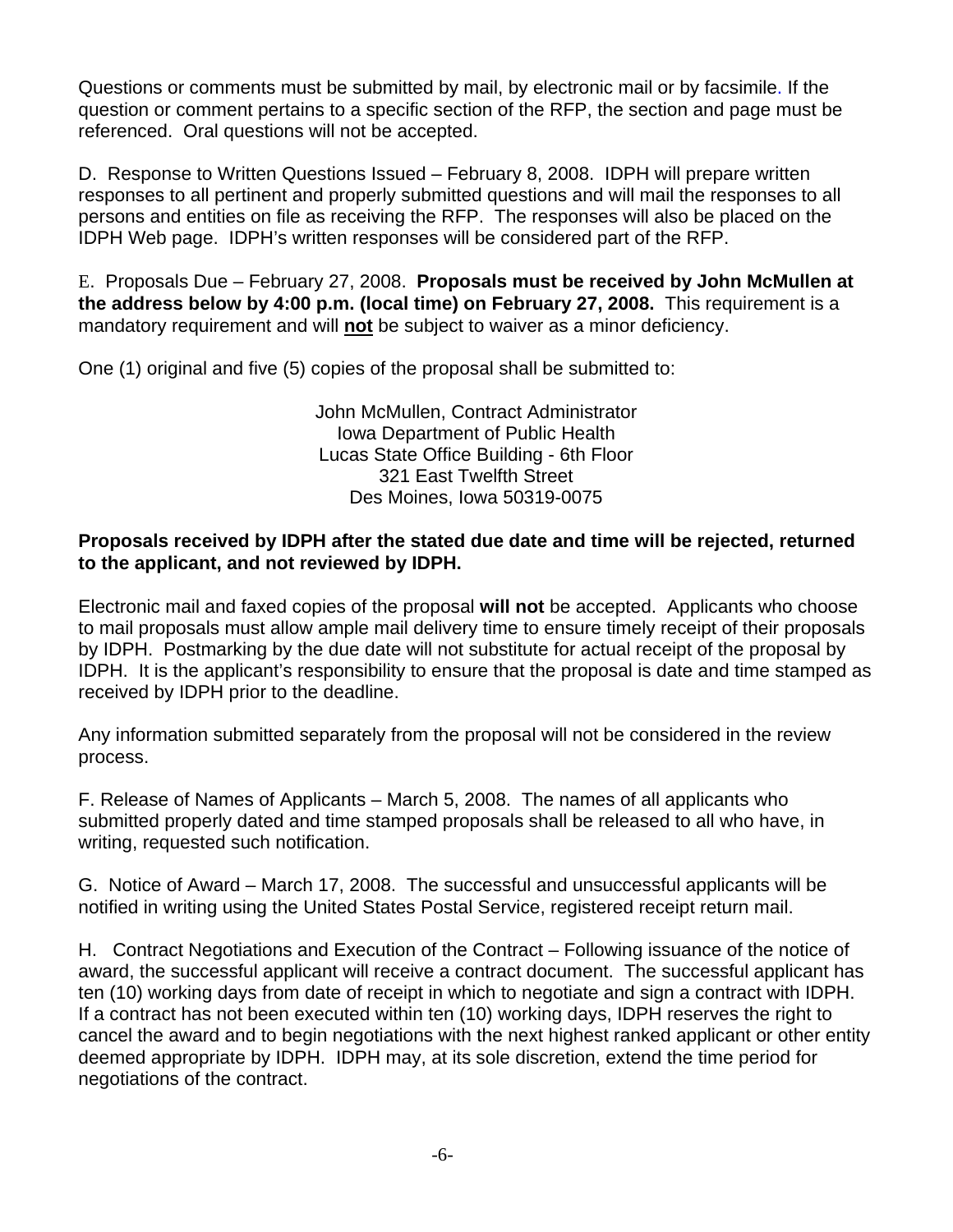Questions or comments must be submitted by mail, by electronic mail or by facsimile. If the question or comment pertains to a specific section of the RFP, the section and page must be referenced. Oral questions will not be accepted.

D. Response to Written Questions Issued – February 8, 2008. IDPH will prepare written responses to all pertinent and properly submitted questions and will mail the responses to all persons and entities on file as receiving the RFP. The responses will also be placed on the IDPH Web page. IDPH's written responses will be considered part of the RFP.

E. Proposals Due – February 27, 2008. **Proposals must be received by John McMullen at the address below by 4:00 p.m. (local time) on February 27, 2008.** This requirement is a mandatory requirement and will **not** be subject to waiver as a minor deficiency.

One (1) original and five (5) copies of the proposal shall be submitted to:

John McMullen, Contract Administrator
Iowa Department of Public Health
Lucas State Office Building - 6th Floor
321 East Twelfth Street
Des Moines, Iowa 50319-0075

**Proposals received by IDPH after the stated due date and time will be rejected, returned to the applicant, and not reviewed by IDPH.**

Electronic mail and faxed copies of the proposal **will not** be accepted. Applicants who choose to mail proposals must allow ample mail delivery time to ensure timely receipt of their proposals by IDPH. Postmarking by the due date will not substitute for actual receipt of the proposal by IDPH. It is the applicant's responsibility to ensure that the proposal is date and time stamped as received by IDPH prior to the deadline.

Any information submitted separately from the proposal will not be considered in the review process.

F. Release of Names of Applicants – March 5, 2008. The names of all applicants who submitted properly dated and time stamped proposals shall be released to all who have, in writing, requested such notification.

G. Notice of Award – March 17, 2008. The successful and unsuccessful applicants will be notified in writing using the United States Postal Service, registered receipt return mail.

H. Contract Negotiations and Execution of the Contract – Following issuance of the notice of award, the successful applicant will receive a contract document. The successful applicant has ten (10) working days from date of receipt in which to negotiate and sign a contract with IDPH. If a contract has not been executed within ten (10) working days, IDPH reserves the right to cancel the award and to begin negotiations with the next highest ranked applicant or other entity deemed appropriate by IDPH. IDPH may, at its sole discretion, extend the time period for negotiations of the contract.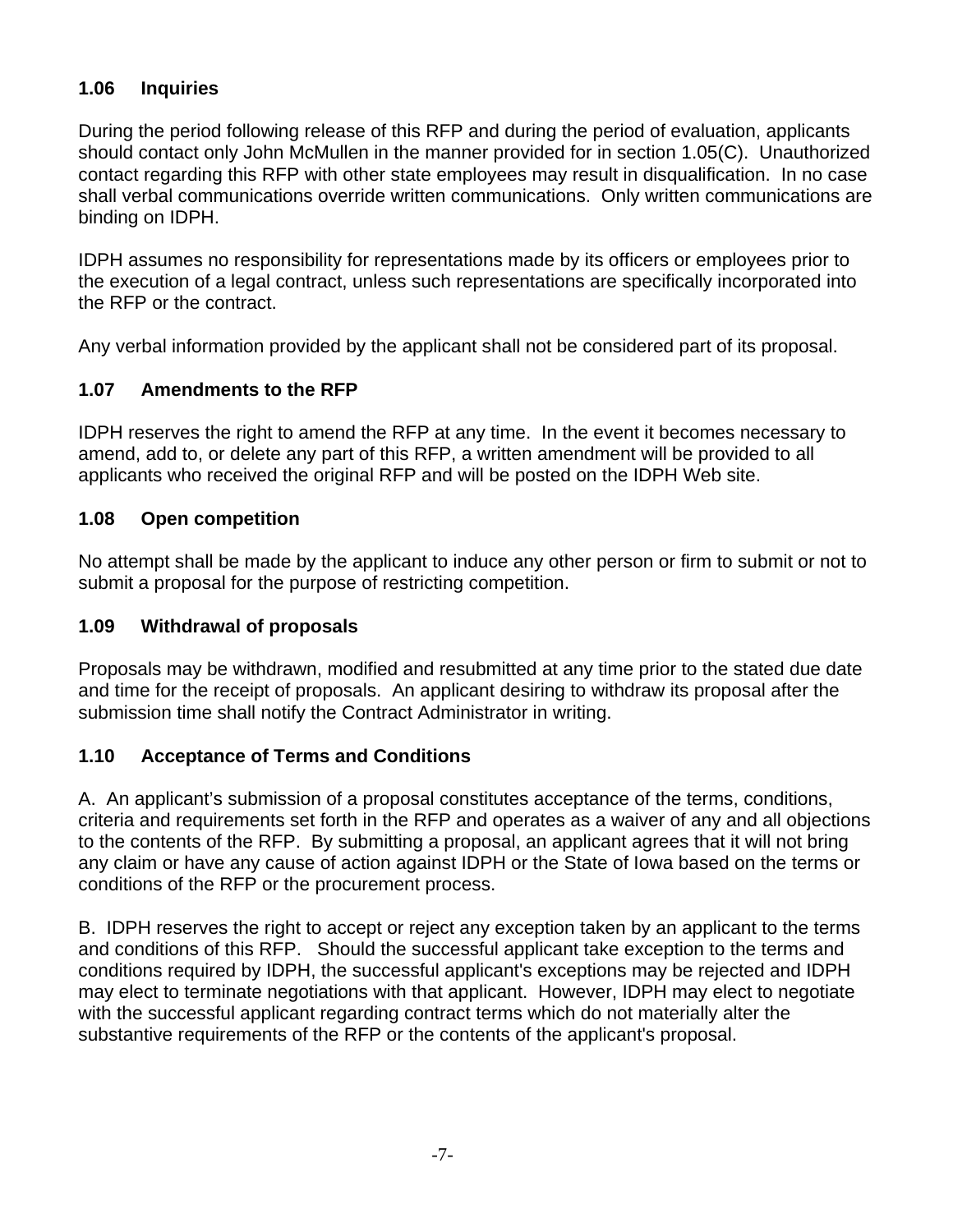### 1.06 Inquiries

During the period following release of this RFP and during the period of evaluation, applicants should contact only John McMullen in the manner provided for in section 1.05(C). Unauthorized contact regarding this RFP with other state employees may result in disqualification. In no case shall verbal communications override written communications. Only written communications are binding on IDPH.

IDPH assumes no responsibility for representations made by its officers or employees prior to the execution of a legal contract, unless such representations are specifically incorporated into the RFP or the contract.

Any verbal information provided by the applicant shall not be considered part of its proposal.

### 1.07 Amendments to the RFP

IDPH reserves the right to amend the RFP at any time. In the event it becomes necessary to amend, add to, or delete any part of this RFP, a written amendment will be provided to all applicants who received the original RFP and will be posted on the IDPH Web site.

### 1.08 Open competition

No attempt shall be made by the applicant to induce any other person or firm to submit or not to submit a proposal for the purpose of restricting competition.

### 1.09 Withdrawal of proposals

Proposals may be withdrawn, modified and resubmitted at any time prior to the stated due date and time for the receipt of proposals. An applicant desiring to withdraw its proposal after the submission time shall notify the Contract Administrator in writing.

### 1.10 Acceptance of Terms and Conditions

A. An applicant's submission of a proposal constitutes acceptance of the terms, conditions, criteria and requirements set forth in the RFP and operates as a waiver of any and all objections to the contents of the RFP. By submitting a proposal, an applicant agrees that it will not bring any claim or have any cause of action against IDPH or the State of Iowa based on the terms or conditions of the RFP or the procurement process.

B. IDPH reserves the right to accept or reject any exception taken by an applicant to the terms and conditions of this RFP. Should the successful applicant take exception to the terms and conditions required by IDPH, the successful applicant's exceptions may be rejected and IDPH may elect to terminate negotiations with that applicant. However, IDPH may elect to negotiate with the successful applicant regarding contract terms which do not materially alter the substantive requirements of the RFP or the contents of the applicant's proposal.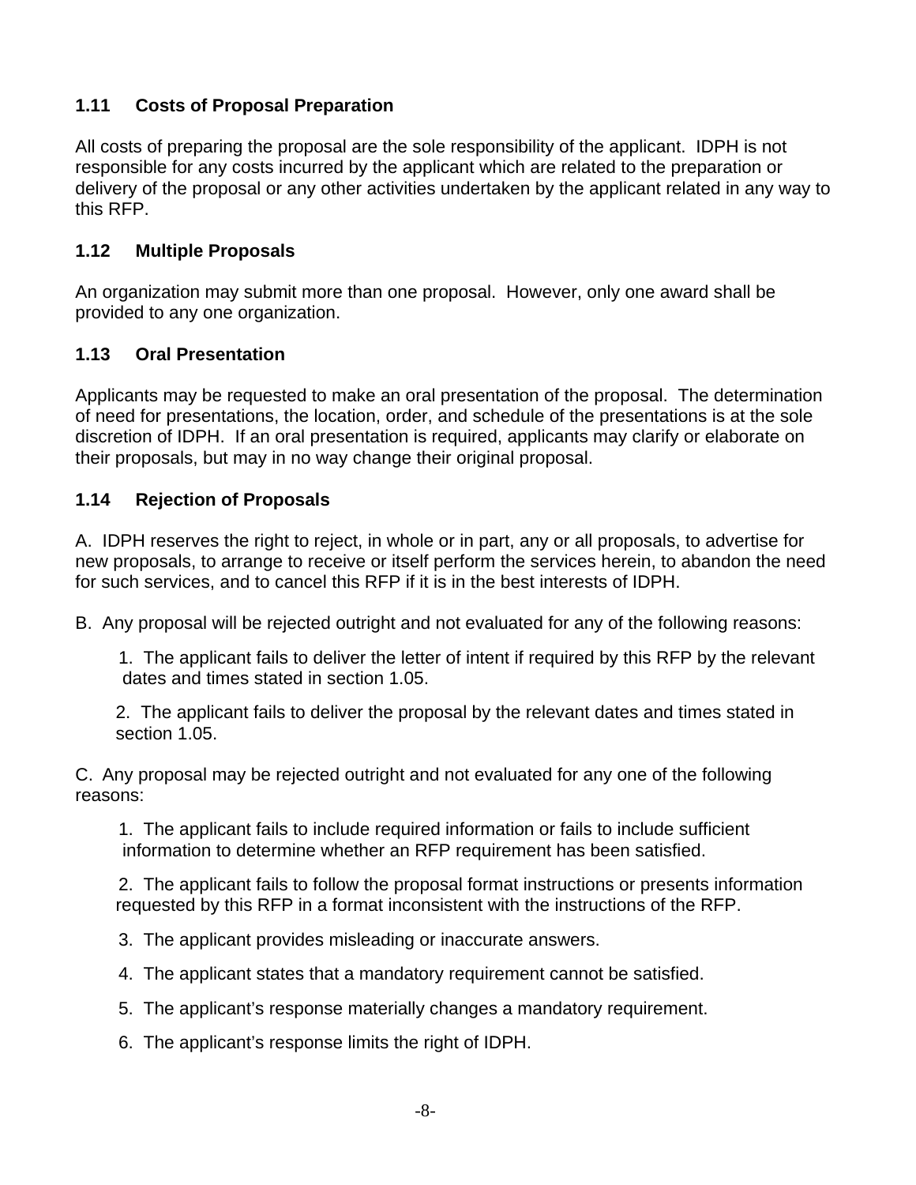### 1.11 Costs of Proposal Preparation

All costs of preparing the proposal are the sole responsibility of the applicant. IDPH is not responsible for any costs incurred by the applicant which are related to the preparation or delivery of the proposal or any other activities undertaken by the applicant related in any way to this RFP.

### 1.12 Multiple Proposals

An organization may submit more than one proposal. However, only one award shall be provided to any one organization.

### 1.13 Oral Presentation

Applicants may be requested to make an oral presentation of the proposal. The determination of need for presentations, the location, order, and schedule of the presentations is at the sole discretion of IDPH. If an oral presentation is required, applicants may clarify or elaborate on their proposals, but may in no way change their original proposal.

### 1.14 Rejection of Proposals

A. IDPH reserves the right to reject, in whole or in part, any or all proposals, to advertise for new proposals, to arrange to receive or itself perform the services herein, to abandon the need for such services, and to cancel this RFP if it is in the best interests of IDPH.

B. Any proposal will be rejected outright and not evaluated for any of the following reasons:

1. The applicant fails to deliver the letter of intent if required by this RFP by the relevant dates and times stated in section 1.05.
2. The applicant fails to deliver the proposal by the relevant dates and times stated in section 1.05.

C. Any proposal may be rejected outright and not evaluated for any one of the following reasons:

1. The applicant fails to include required information or fails to include sufficient information to determine whether an RFP requirement has been satisfied.
2. The applicant fails to follow the proposal format instructions or presents information requested by this RFP in a format inconsistent with the instructions of the RFP.
3. The applicant provides misleading or inaccurate answers.
4. The applicant states that a mandatory requirement cannot be satisfied.
5. The applicant's response materially changes a mandatory requirement.
6. The applicant's response limits the right of IDPH.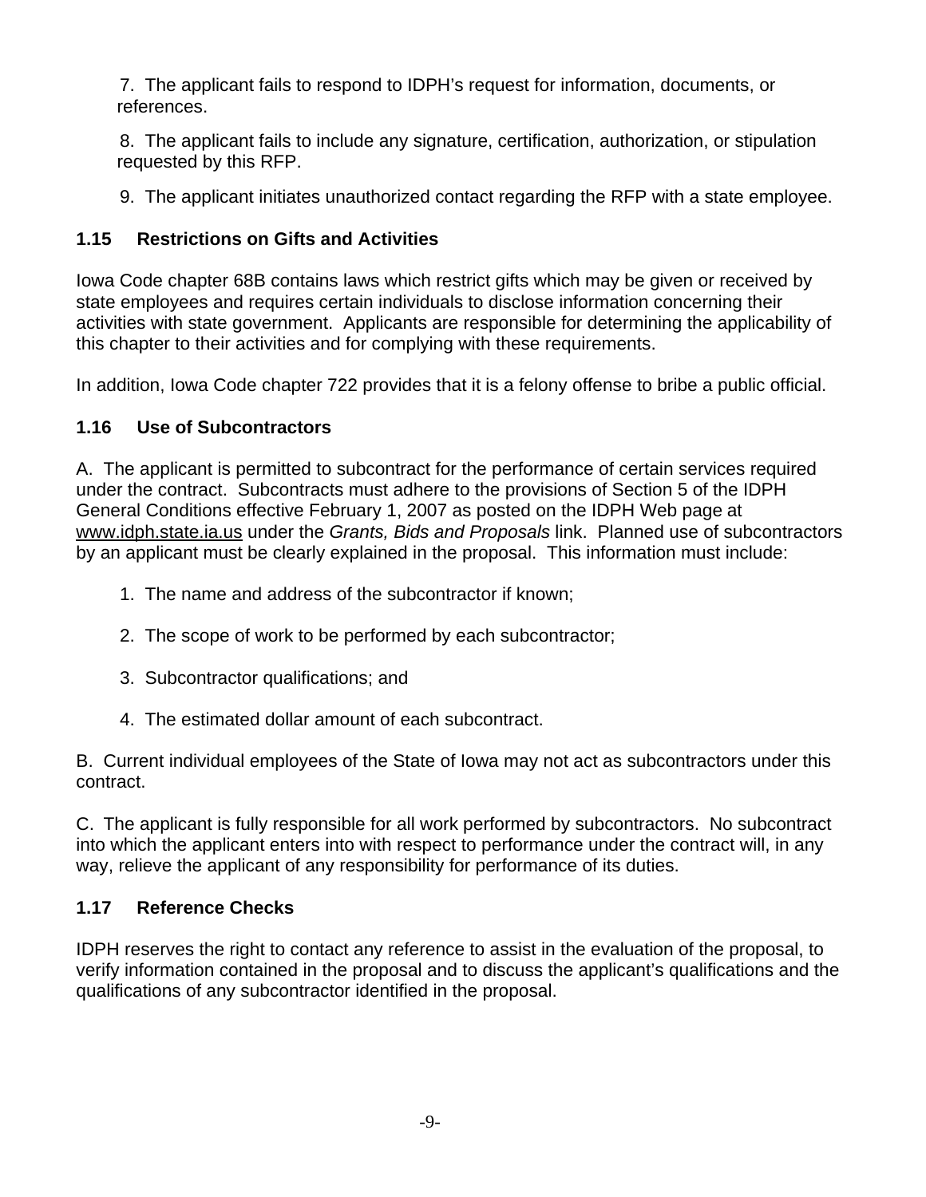7. The applicant fails to respond to IDPH's request for information, documents, or references.

8. The applicant fails to include any signature, certification, authorization, or stipulation requested by this RFP.

9. The applicant initiates unauthorized contact regarding the RFP with a state employee.

### 1.15 Restrictions on Gifts and Activities

Iowa Code chapter 68B contains laws which restrict gifts which may be given or received by state employees and requires certain individuals to disclose information concerning their activities with state government. Applicants are responsible for determining the applicability of this chapter to their activities and for complying with these requirements.

In addition, Iowa Code chapter 722 provides that it is a felony offense to bribe a public official.

### 1.16 Use of Subcontractors

A. The applicant is permitted to subcontract for the performance of certain services required under the contract. Subcontracts must adhere to the provisions of Section 5 of the IDPH General Conditions effective February 1, 2007 as posted on the IDPH Web page at www.idph.state.ia.us under the *Grants, Bids and Proposals* link. Planned use of subcontractors by an applicant must be clearly explained in the proposal. This information must include:

1. The name and address of the subcontractor if known;
2. The scope of work to be performed by each subcontractor;
3. Subcontractor qualifications; and
4. The estimated dollar amount of each subcontract.

B. Current individual employees of the State of Iowa may not act as subcontractors under this contract.

C. The applicant is fully responsible for all work performed by subcontractors. No subcontract into which the applicant enters into with respect to performance under the contract will, in any way, relieve the applicant of any responsibility for performance of its duties.

### 1.17 Reference Checks

IDPH reserves the right to contact any reference to assist in the evaluation of the proposal, to verify information contained in the proposal and to discuss the applicant's qualifications and the qualifications of any subcontractor identified in the proposal.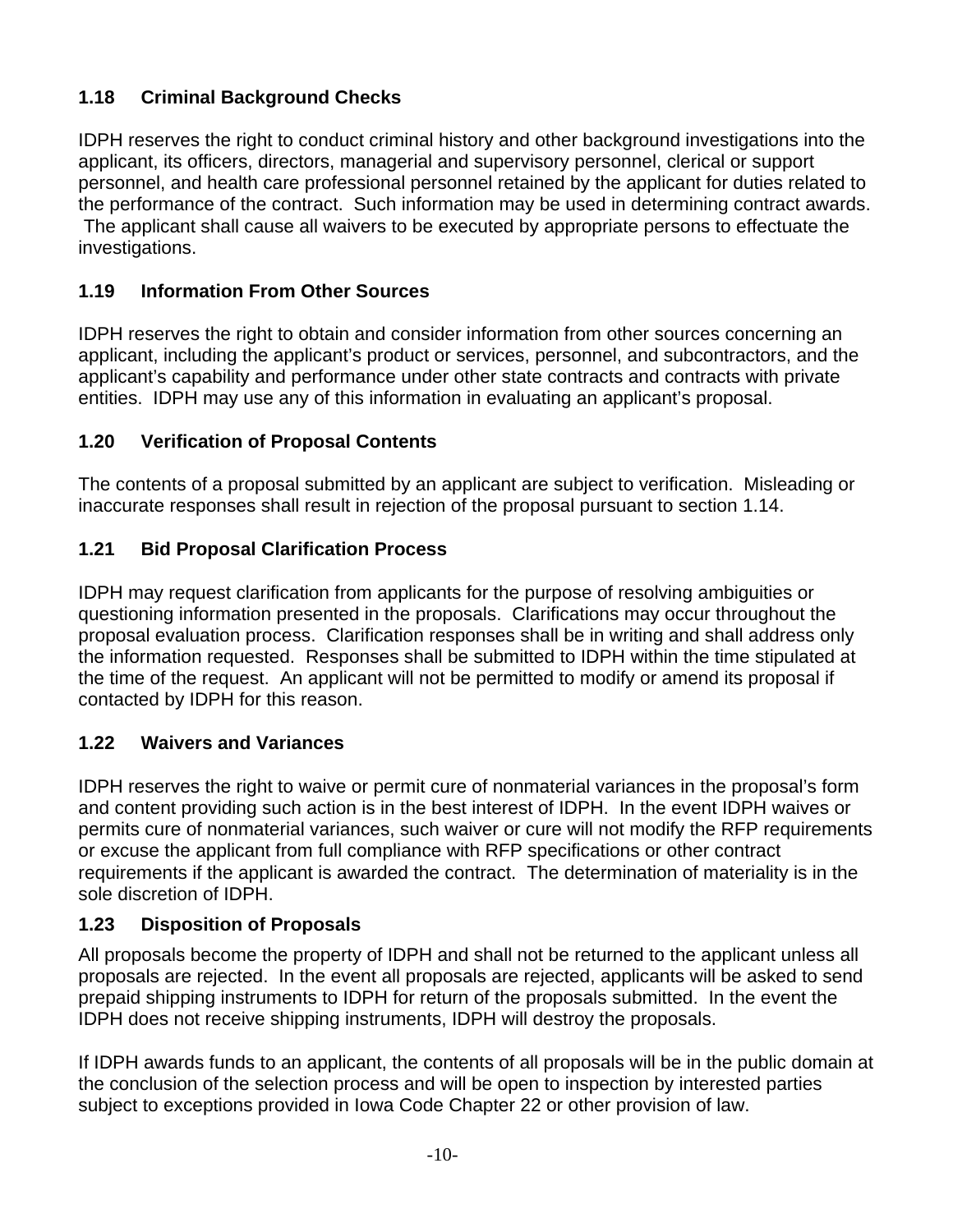### 1.18 Criminal Background Checks

IDPH reserves the right to conduct criminal history and other background investigations into the applicant, its officers, directors, managerial and supervisory personnel, clerical or support personnel, and health care professional personnel retained by the applicant for duties related to the performance of the contract. Such information may be used in determining contract awards. The applicant shall cause all waivers to be executed by appropriate persons to effectuate the investigations.

### 1.19 Information From Other Sources

IDPH reserves the right to obtain and consider information from other sources concerning an applicant, including the applicant's product or services, personnel, and subcontractors, and the applicant's capability and performance under other state contracts and contracts with private entities. IDPH may use any of this information in evaluating an applicant's proposal.

### 1.20 Verification of Proposal Contents

The contents of a proposal submitted by an applicant are subject to verification. Misleading or inaccurate responses shall result in rejection of the proposal pursuant to section 1.14.

### 1.21 Bid Proposal Clarification Process

IDPH may request clarification from applicants for the purpose of resolving ambiguities or questioning information presented in the proposals. Clarifications may occur throughout the proposal evaluation process. Clarification responses shall be in writing and shall address only the information requested. Responses shall be submitted to IDPH within the time stipulated at the time of the request. An applicant will not be permitted to modify or amend its proposal if contacted by IDPH for this reason.

### 1.22 Waivers and Variances

IDPH reserves the right to waive or permit cure of nonmaterial variances in the proposal's form and content providing such action is in the best interest of IDPH. In the event IDPH waives or permits cure of nonmaterial variances, such waiver or cure will not modify the RFP requirements or excuse the applicant from full compliance with RFP specifications or other contract requirements if the applicant is awarded the contract. The determination of materiality is in the sole discretion of IDPH.

### 1.23 Disposition of Proposals

All proposals become the property of IDPH and shall not be returned to the applicant unless all proposals are rejected. In the event all proposals are rejected, applicants will be asked to send prepaid shipping instruments to IDPH for return of the proposals submitted. In the event the IDPH does not receive shipping instruments, IDPH will destroy the proposals.

If IDPH awards funds to an applicant, the contents of all proposals will be in the public domain at the conclusion of the selection process and will be open to inspection by interested parties subject to exceptions provided in Iowa Code Chapter 22 or other provision of law.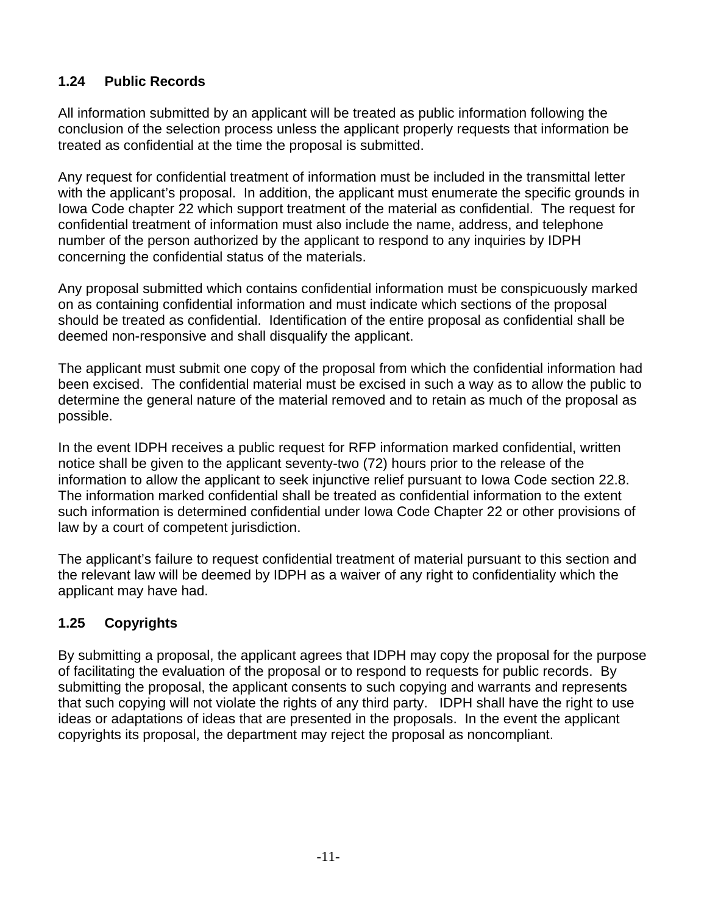### 1.24 Public Records

All information submitted by an applicant will be treated as public information following the conclusion of the selection process unless the applicant properly requests that information be treated as confidential at the time the proposal is submitted.

Any request for confidential treatment of information must be included in the transmittal letter with the applicant's proposal. In addition, the applicant must enumerate the specific grounds in Iowa Code chapter 22 which support treatment of the material as confidential. The request for confidential treatment of information must also include the name, address, and telephone number of the person authorized by the applicant to respond to any inquiries by IDPH concerning the confidential status of the materials.

Any proposal submitted which contains confidential information must be conspicuously marked on as containing confidential information and must indicate which sections of the proposal should be treated as confidential. Identification of the entire proposal as confidential shall be deemed non-responsive and shall disqualify the applicant.

The applicant must submit one copy of the proposal from which the confidential information had been excised. The confidential material must be excised in such a way as to allow the public to determine the general nature of the material removed and to retain as much of the proposal as possible.

In the event IDPH receives a public request for RFP information marked confidential, written notice shall be given to the applicant seventy-two (72) hours prior to the release of the information to allow the applicant to seek injunctive relief pursuant to Iowa Code section 22.8. The information marked confidential shall be treated as confidential information to the extent such information is determined confidential under Iowa Code Chapter 22 or other provisions of law by a court of competent jurisdiction.

The applicant's failure to request confidential treatment of material pursuant to this section and the relevant law will be deemed by IDPH as a waiver of any right to confidentiality which the applicant may have had.

### 1.25 Copyrights

By submitting a proposal, the applicant agrees that IDPH may copy the proposal for the purpose of facilitating the evaluation of the proposal or to respond to requests for public records. By submitting the proposal, the applicant consents to such copying and warrants and represents that such copying will not violate the rights of any third party. IDPH shall have the right to use ideas or adaptations of ideas that are presented in the proposals. In the event the applicant copyrights its proposal, the department may reject the proposal as noncompliant.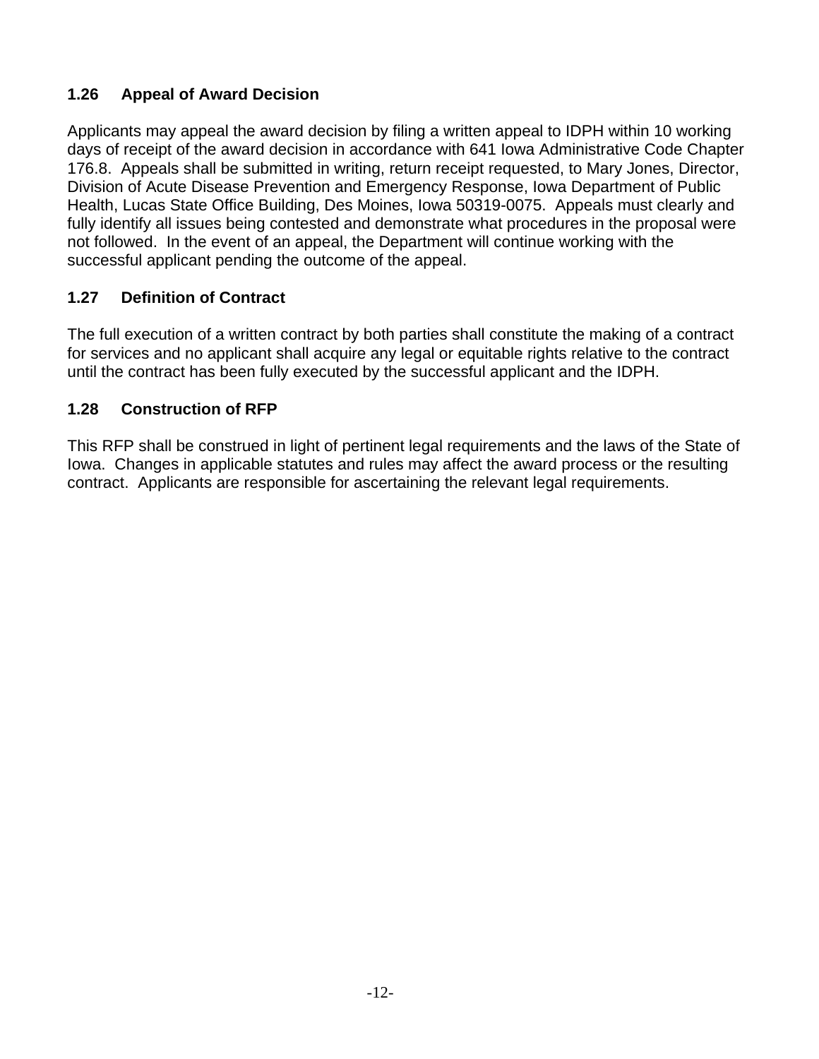### 1.26 Appeal of Award Decision

Applicants may appeal the award decision by filing a written appeal to IDPH within 10 working days of receipt of the award decision in accordance with 641 Iowa Administrative Code Chapter 176.8. Appeals shall be submitted in writing, return receipt requested, to Mary Jones, Director, Division of Acute Disease Prevention and Emergency Response, Iowa Department of Public Health, Lucas State Office Building, Des Moines, Iowa 50319-0075. Appeals must clearly and fully identify all issues being contested and demonstrate what procedures in the proposal were not followed. In the event of an appeal, the Department will continue working with the successful applicant pending the outcome of the appeal.

### 1.27 Definition of Contract

The full execution of a written contract by both parties shall constitute the making of a contract for services and no applicant shall acquire any legal or equitable rights relative to the contract until the contract has been fully executed by the successful applicant and the IDPH.

### 1.28 Construction of RFP

This RFP shall be construed in light of pertinent legal requirements and the laws of the State of Iowa. Changes in applicable statutes and rules may affect the award process or the resulting contract. Applicants are responsible for ascertaining the relevant legal requirements.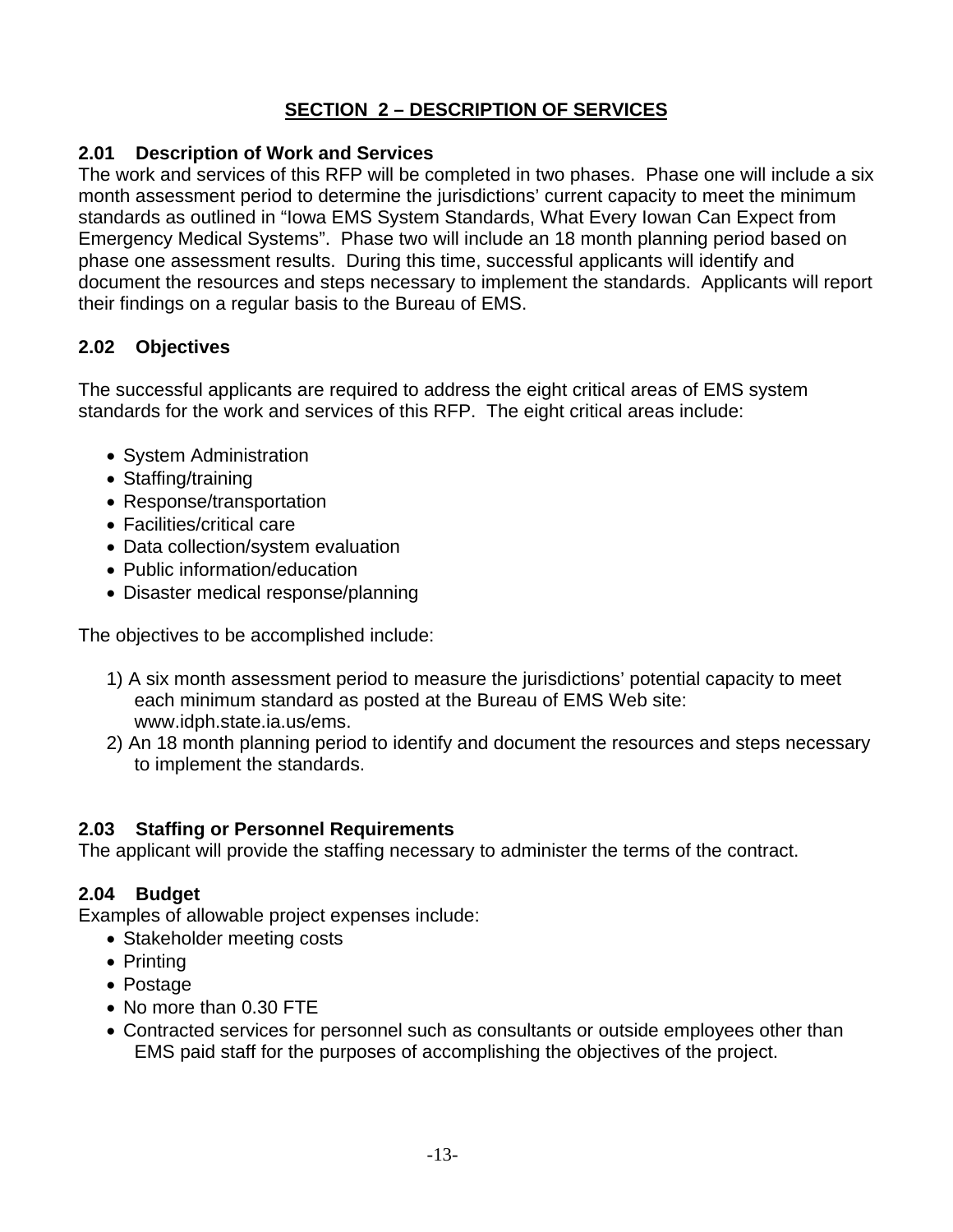# SECTION 2 – DESCRIPTION OF SERVICES

### 2.01 Description of Work and Services

The work and services of this RFP will be completed in two phases. Phase one will include a six month assessment period to determine the jurisdictions' current capacity to meet the minimum standards as outlined in "Iowa EMS System Standards, What Every Iowan Can Expect from Emergency Medical Systems". Phase two will include an 18 month planning period based on phase one assessment results. During this time, successful applicants will identify and document the resources and steps necessary to implement the standards. Applicants will report their findings on a regular basis to the Bureau of EMS.

### 2.02 Objectives

The successful applicants are required to address the eight critical areas of EMS system standards for the work and services of this RFP. The eight critical areas include:

- System Administration
- Staffing/training
- Response/transportation
- Facilities/critical care
- Data collection/system evaluation
- Public information/education
- Disaster medical response/planning

The objectives to be accomplished include:

1) A six month assessment period to measure the jurisdictions' potential capacity to meet each minimum standard as posted at the Bureau of EMS Web site: www.idph.state.ia.us/ems.
2) An 18 month planning period to identify and document the resources and steps necessary to implement the standards.

### 2.03 Staffing or Personnel Requirements

The applicant will provide the staffing necessary to administer the terms of the contract.

### 2.04 Budget

Examples of allowable project expenses include:

- Stakeholder meeting costs
- Printing
- Postage
- No more than 0.30 FTE
- Contracted services for personnel such as consultants or outside employees other than EMS paid staff for the purposes of accomplishing the objectives of the project.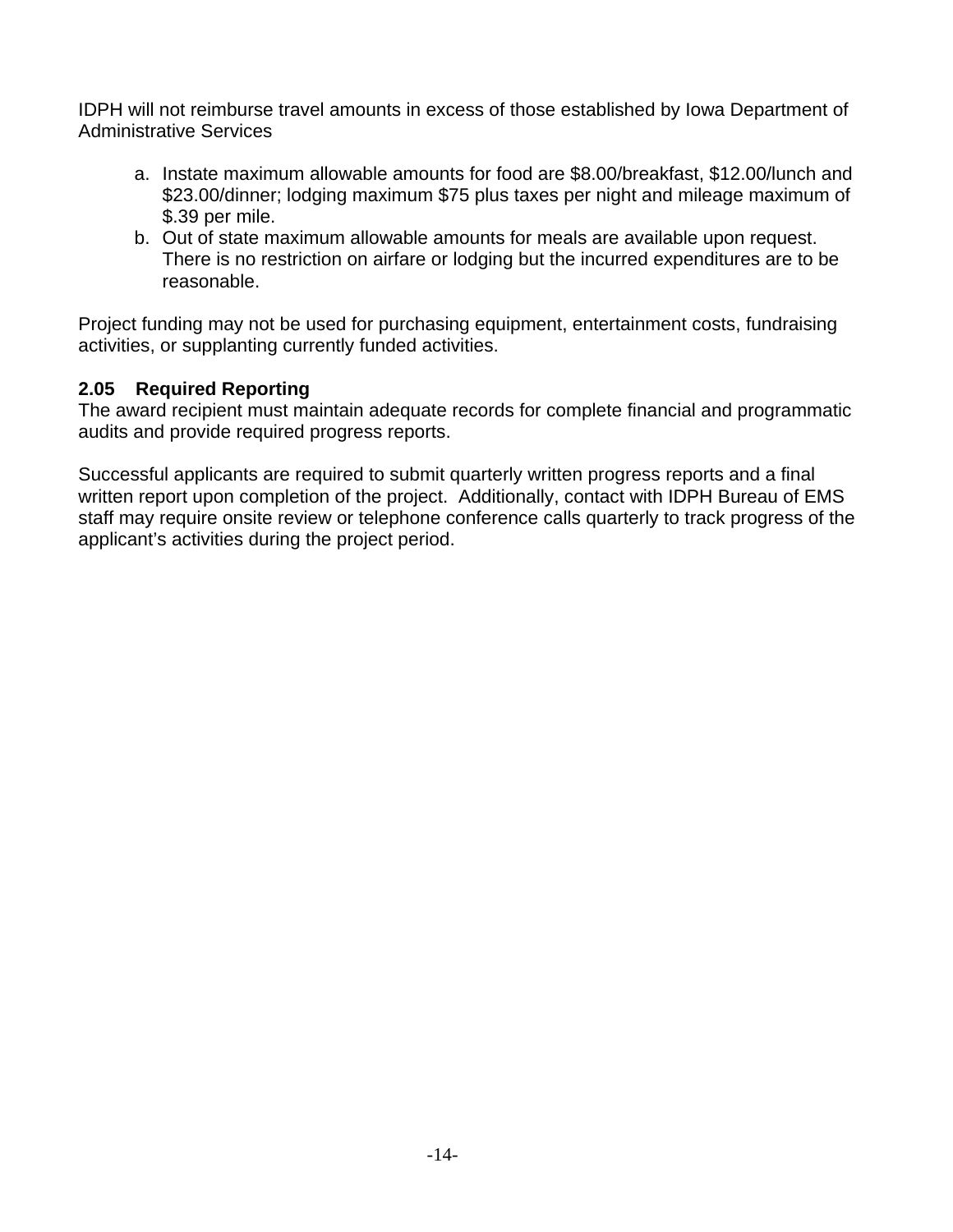IDPH will not reimburse travel amounts in excess of those established by Iowa Department of Administrative Services

a. Instate maximum allowable amounts for food are $8.00/breakfast, $12.00/lunch and $23.00/dinner; lodging maximum $75 plus taxes per night and mileage maximum of $.39 per mile.
b. Out of state maximum allowable amounts for meals are available upon request. There is no restriction on airfare or lodging but the incurred expenditures are to be reasonable.

Project funding may not be used for purchasing equipment, entertainment costs, fundraising activities, or supplanting currently funded activities.

**2.05 Required Reporting**

The award recipient must maintain adequate records for complete financial and programmatic audits and provide required progress reports.

Successful applicants are required to submit quarterly written progress reports and a final written report upon completion of the project. Additionally, contact with IDPH Bureau of EMS staff may require onsite review or telephone conference calls quarterly to track progress of the applicant's activities during the project period.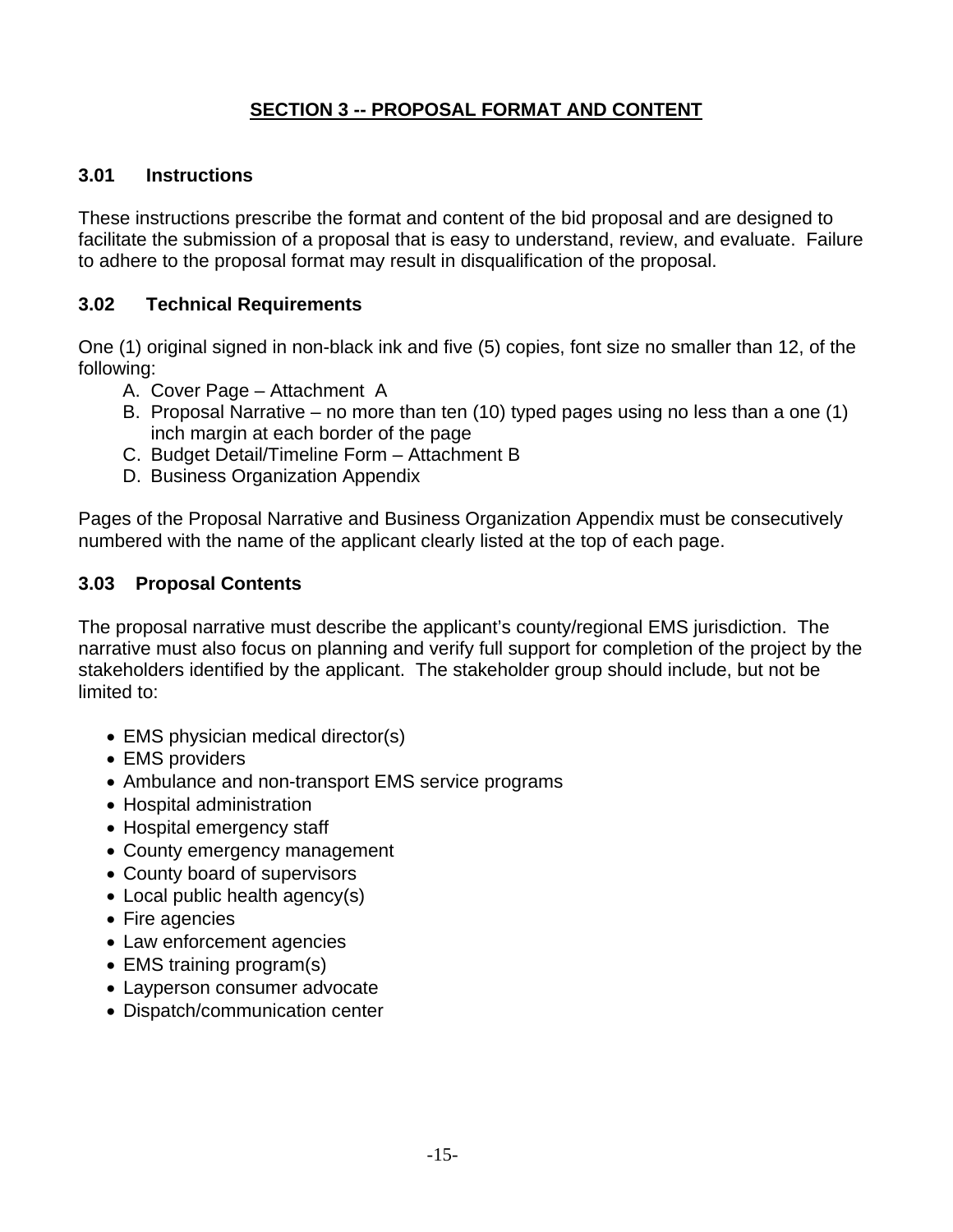## SECTION 3 -- PROPOSAL FORMAT AND CONTENT

### 3.01 Instructions

These instructions prescribe the format and content of the bid proposal and are designed to facilitate the submission of a proposal that is easy to understand, review, and evaluate. Failure to adhere to the proposal format may result in disqualification of the proposal.

### 3.02 Technical Requirements

One (1) original signed in non-black ink and five (5) copies, font size no smaller than 12, of the following:

A. Cover Page – Attachment A
B. Proposal Narrative – no more than ten (10) typed pages using no less than a one (1) inch margin at each border of the page
C. Budget Detail/Timeline Form – Attachment B
D. Business Organization Appendix

Pages of the Proposal Narrative and Business Organization Appendix must be consecutively numbered with the name of the applicant clearly listed at the top of each page.

### 3.03 Proposal Contents

The proposal narrative must describe the applicant's county/regional EMS jurisdiction. The narrative must also focus on planning and verify full support for completion of the project by the stakeholders identified by the applicant. The stakeholder group should include, but not be limited to:

- EMS physician medical director(s)
- EMS providers
- Ambulance and non-transport EMS service programs
- Hospital administration
- Hospital emergency staff
- County emergency management
- County board of supervisors
- Local public health agency(s)
- Fire agencies
- Law enforcement agencies
- EMS training program(s)
- Layperson consumer advocate
- Dispatch/communication center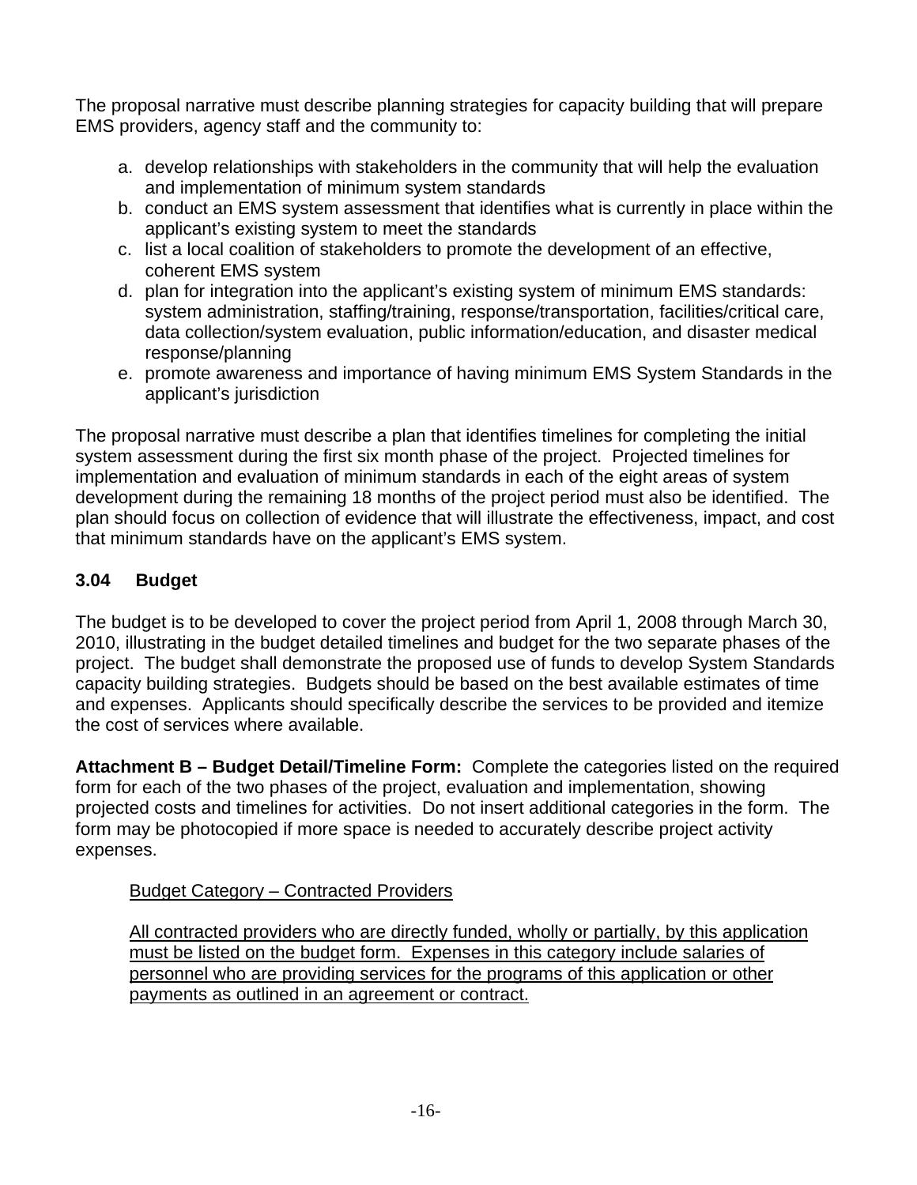The proposal narrative must describe planning strategies for capacity building that will prepare EMS providers, agency staff and the community to:

a. develop relationships with stakeholders in the community that will help the evaluation and implementation of minimum system standards
b. conduct an EMS system assessment that identifies what is currently in place within the applicant's existing system to meet the standards
c. list a local coalition of stakeholders to promote the development of an effective, coherent EMS system
d. plan for integration into the applicant's existing system of minimum EMS standards: system administration, staffing/training, response/transportation, facilities/critical care, data collection/system evaluation, public information/education, and disaster medical response/planning
e. promote awareness and importance of having minimum EMS System Standards in the applicant's jurisdiction

The proposal narrative must describe a plan that identifies timelines for completing the initial system assessment during the first six month phase of the project. Projected timelines for implementation and evaluation of minimum standards in each of the eight areas of system development during the remaining 18 months of the project period must also be identified. The plan should focus on collection of evidence that will illustrate the effectiveness, impact, and cost that minimum standards have on the applicant's EMS system.

### 3.04 Budget

The budget is to be developed to cover the project period from April 1, 2008 through March 30, 2010, illustrating in the budget detailed timelines and budget for the two separate phases of the project. The budget shall demonstrate the proposed use of funds to develop System Standards capacity building strategies. Budgets should be based on the best available estimates of time and expenses. Applicants should specifically describe the services to be provided and itemize the cost of services where available.

**Attachment B – Budget Detail/Timeline Form:** Complete the categories listed on the required form for each of the two phases of the project, evaluation and implementation, showing projected costs and timelines for activities. Do not insert additional categories in the form. The form may be photocopied if more space is needed to accurately describe project activity expenses.

<u>Budget Category – Contracted Providers</u>

<u>All contracted providers who are directly funded, wholly or partially, by this application must be listed on the budget form. Expenses in this category include salaries of personnel who are providing services for the programs of this application or other payments as outlined in an agreement or contract.</u>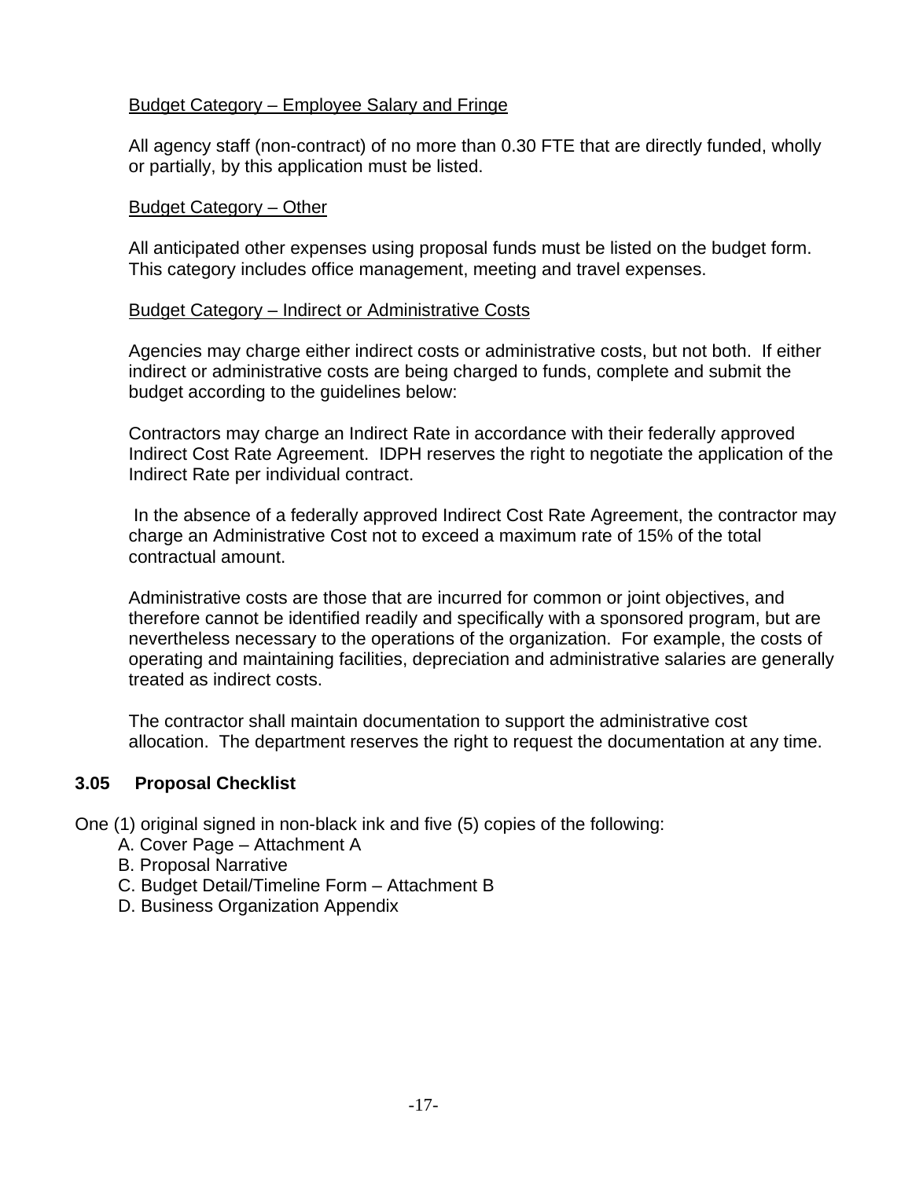Budget Category – Employee Salary and Fringe

All agency staff (non-contract) of no more than 0.30 FTE that are directly funded, wholly or partially, by this application must be listed.

Budget Category – Other

All anticipated other expenses using proposal funds must be listed on the budget form. This category includes office management, meeting and travel expenses.

Budget Category – Indirect or Administrative Costs

Agencies may charge either indirect costs or administrative costs, but not both. If either indirect or administrative costs are being charged to funds, complete and submit the budget according to the guidelines below:

Contractors may charge an Indirect Rate in accordance with their federally approved Indirect Cost Rate Agreement. IDPH reserves the right to negotiate the application of the Indirect Rate per individual contract.

In the absence of a federally approved Indirect Cost Rate Agreement, the contractor may charge an Administrative Cost not to exceed a maximum rate of 15% of the total contractual amount.

Administrative costs are those that are incurred for common or joint objectives, and therefore cannot be identified readily and specifically with a sponsored program, but are nevertheless necessary to the operations of the organization. For example, the costs of operating and maintaining facilities, depreciation and administrative salaries are generally treated as indirect costs.

The contractor shall maintain documentation to support the administrative cost allocation. The department reserves the right to request the documentation at any time.

### 3.05 Proposal Checklist

One (1) original signed in non-black ink and five (5) copies of the following:

A. Cover Page – Attachment A
B. Proposal Narrative
C. Budget Detail/Timeline Form – Attachment B
D. Business Organization Appendix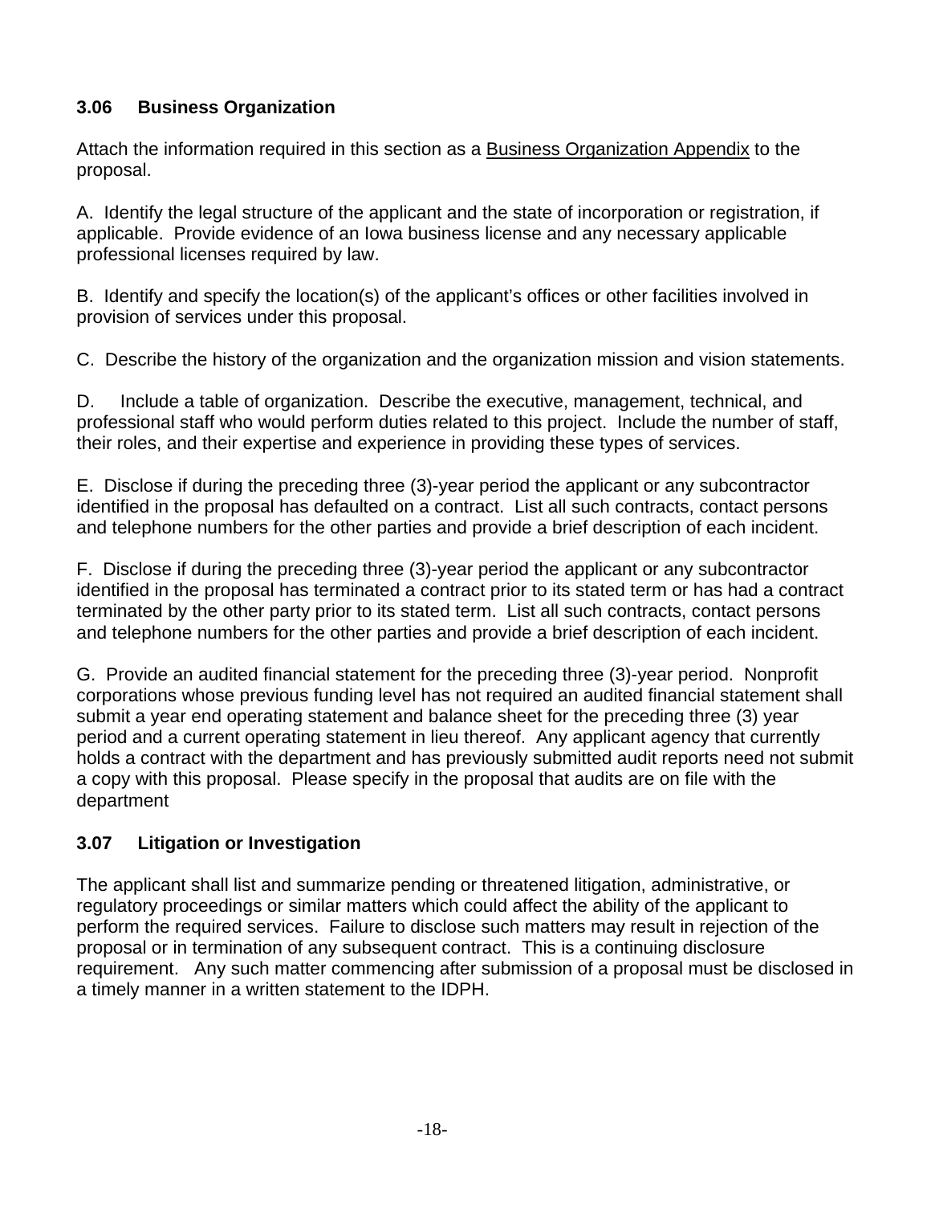### 3.06 Business Organization

Attach the information required in this section as a <u>Business Organization Appendix</u> to the proposal.

A. Identify the legal structure of the applicant and the state of incorporation or registration, if applicable. Provide evidence of an Iowa business license and any necessary applicable professional licenses required by law.

B. Identify and specify the location(s) of the applicant's offices or other facilities involved in provision of services under this proposal.

C. Describe the history of the organization and the organization mission and vision statements.

D. Include a table of organization. Describe the executive, management, technical, and professional staff who would perform duties related to this project. Include the number of staff, their roles, and their expertise and experience in providing these types of services.

E. Disclose if during the preceding three (3)-year period the applicant or any subcontractor identified in the proposal has defaulted on a contract. List all such contracts, contact persons and telephone numbers for the other parties and provide a brief description of each incident.

F. Disclose if during the preceding three (3)-year period the applicant or any subcontractor identified in the proposal has terminated a contract prior to its stated term or has had a contract terminated by the other party prior to its stated term. List all such contracts, contact persons and telephone numbers for the other parties and provide a brief description of each incident.

G. Provide an audited financial statement for the preceding three (3)-year period. Nonprofit corporations whose previous funding level has not required an audited financial statement shall submit a year end operating statement and balance sheet for the preceding three (3) year period and a current operating statement in lieu thereof. Any applicant agency that currently holds a contract with the department and has previously submitted audit reports need not submit a copy with this proposal. Please specify in the proposal that audits are on file with the department

### 3.07 Litigation or Investigation

The applicant shall list and summarize pending or threatened litigation, administrative, or regulatory proceedings or similar matters which could affect the ability of the applicant to perform the required services. Failure to disclose such matters may result in rejection of the proposal or in termination of any subsequent contract. This is a continuing disclosure requirement. Any such matter commencing after submission of a proposal must be disclosed in a timely manner in a written statement to the IDPH.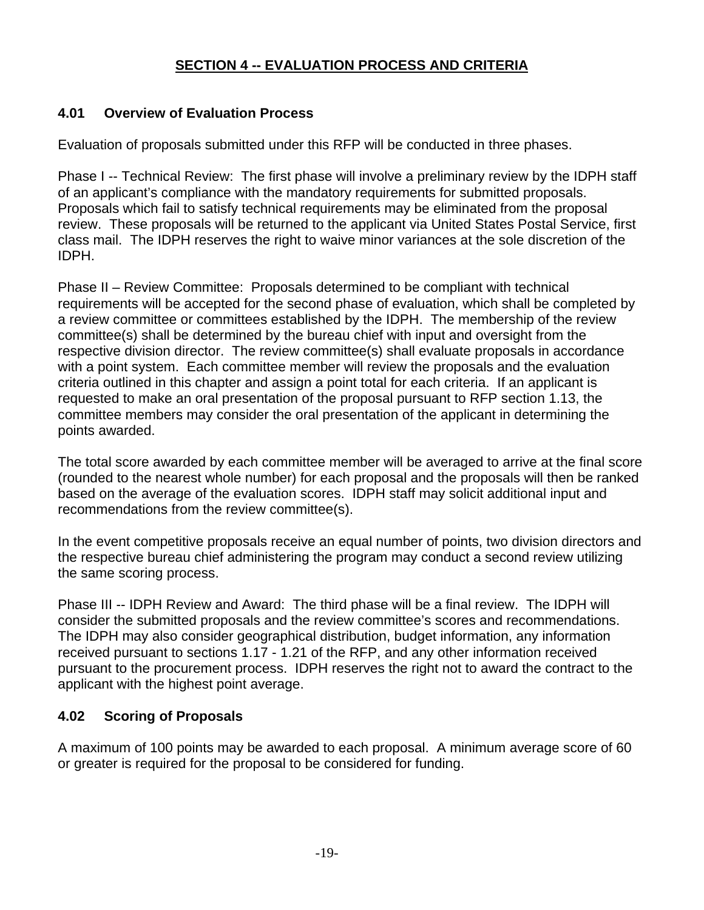## SECTION 4 -- EVALUATION PROCESS AND CRITERIA

### 4.01 Overview of Evaluation Process

Evaluation of proposals submitted under this RFP will be conducted in three phases.

Phase I -- Technical Review: The first phase will involve a preliminary review by the IDPH staff of an applicant's compliance with the mandatory requirements for submitted proposals. Proposals which fail to satisfy technical requirements may be eliminated from the proposal review. These proposals will be returned to the applicant via United States Postal Service, first class mail. The IDPH reserves the right to waive minor variances at the sole discretion of the IDPH.

Phase II – Review Committee: Proposals determined to be compliant with technical requirements will be accepted for the second phase of evaluation, which shall be completed by a review committee or committees established by the IDPH. The membership of the review committee(s) shall be determined by the bureau chief with input and oversight from the respective division director. The review committee(s) shall evaluate proposals in accordance with a point system. Each committee member will review the proposals and the evaluation criteria outlined in this chapter and assign a point total for each criteria. If an applicant is requested to make an oral presentation of the proposal pursuant to RFP section 1.13, the committee members may consider the oral presentation of the applicant in determining the points awarded.

The total score awarded by each committee member will be averaged to arrive at the final score (rounded to the nearest whole number) for each proposal and the proposals will then be ranked based on the average of the evaluation scores. IDPH staff may solicit additional input and recommendations from the review committee(s).

In the event competitive proposals receive an equal number of points, two division directors and the respective bureau chief administering the program may conduct a second review utilizing the same scoring process.

Phase III -- IDPH Review and Award: The third phase will be a final review. The IDPH will consider the submitted proposals and the review committee's scores and recommendations. The IDPH may also consider geographical distribution, budget information, any information received pursuant to sections 1.17 - 1.21 of the RFP, and any other information received pursuant to the procurement process. IDPH reserves the right not to award the contract to the applicant with the highest point average.

### 4.02 Scoring of Proposals

A maximum of 100 points may be awarded to each proposal. A minimum average score of 60 or greater is required for the proposal to be considered for funding.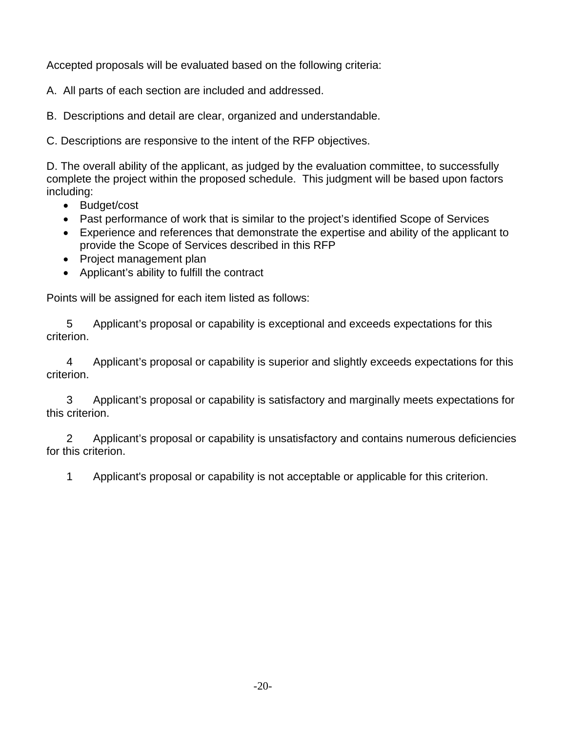Accepted proposals will be evaluated based on the following criteria:

A. All parts of each section are included and addressed.

B. Descriptions and detail are clear, organized and understandable.

C. Descriptions are responsive to the intent of the RFP objectives.

D. The overall ability of the applicant, as judged by the evaluation committee, to successfully complete the project within the proposed schedule. This judgment will be based upon factors including:

- Budget/cost
- Past performance of work that is similar to the project's identified Scope of Services
- Experience and references that demonstrate the expertise and ability of the applicant to provide the Scope of Services described in this RFP
- Project management plan
- Applicant's ability to fulfill the contract

Points will be assigned for each item listed as follows:

5 Applicant's proposal or capability is exceptional and exceeds expectations for this criterion.

4 Applicant's proposal or capability is superior and slightly exceeds expectations for this criterion.

3 Applicant's proposal or capability is satisfactory and marginally meets expectations for this criterion.

2 Applicant's proposal or capability is unsatisfactory and contains numerous deficiencies for this criterion.

1 Applicant's proposal or capability is not acceptable or applicable for this criterion.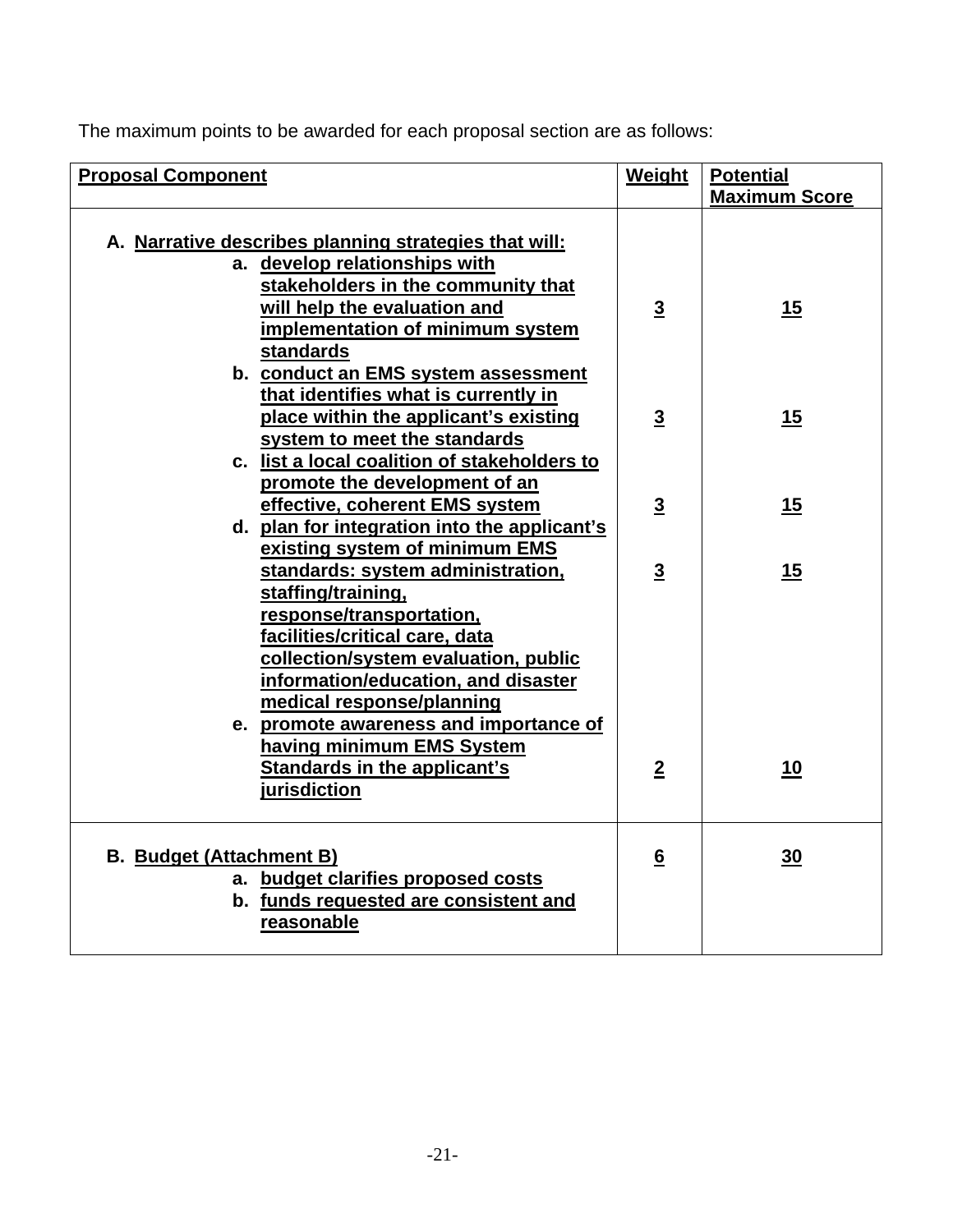The maximum points to be awarded for each proposal section are as follows:

| **Proposal Component** | **Weight** | **Potential Maximum Score** |
|---|---|---|
| **A. Narrative describes planning strategies that will:** | | |
| **a. develop relationships with stakeholders in the community that will help the evaluation and implementation of minimum system standards** | **3** | **15** |
| **b. conduct an EMS system assessment that identifies what is currently in place within the applicant's existing system to meet the standards** | **3** | **15** |
| **c. list a local coalition of stakeholders to promote the development of an effective, coherent EMS system** | **3** | **15** |
| **d. plan for integration into the applicant's existing system of minimum EMS standards: system administration, staffing/training, response/transportation, facilities/critical care, data collection/system evaluation, public information/education, and disaster medical response/planning** | **3** | **15** |
| **e. promote awareness and importance of having minimum EMS System Standards in the applicant's jurisdiction** | **2** | **10** |
| **B. Budget (Attachment B)**<br>**a. budget clarifies proposed costs**<br>**b. funds requested are consistent and reasonable** | **6** | **30** |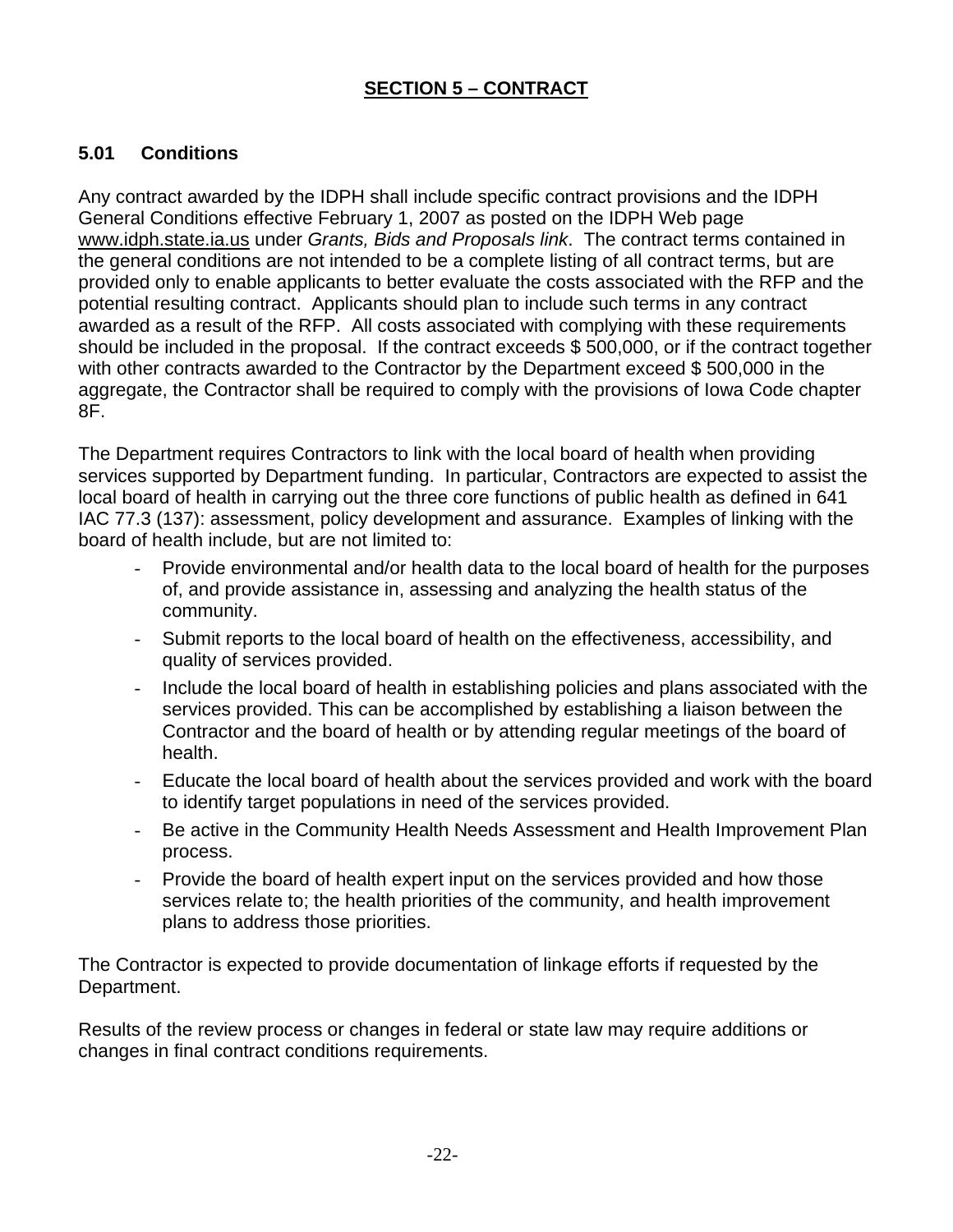## SECTION 5 – CONTRACT

### 5.01 Conditions

Any contract awarded by the IDPH shall include specific contract provisions and the IDPH General Conditions effective February 1, 2007 as posted on the IDPH Web page www.idph.state.ia.us under *Grants, Bids and Proposals link*. The contract terms contained in the general conditions are not intended to be a complete listing of all contract terms, but are provided only to enable applicants to better evaluate the costs associated with the RFP and the potential resulting contract. Applicants should plan to include such terms in any contract awarded as a result of the RFP. All costs associated with complying with these requirements should be included in the proposal. If the contract exceeds $ 500,000, or if the contract together with other contracts awarded to the Contractor by the Department exceed $ 500,000 in the aggregate, the Contractor shall be required to comply with the provisions of Iowa Code chapter 8F.

The Department requires Contractors to link with the local board of health when providing services supported by Department funding. In particular, Contractors are expected to assist the local board of health in carrying out the three core functions of public health as defined in 641 IAC 77.3 (137): assessment, policy development and assurance. Examples of linking with the board of health include, but are not limited to:

- Provide environmental and/or health data to the local board of health for the purposes of, and provide assistance in, assessing and analyzing the health status of the community.
- Submit reports to the local board of health on the effectiveness, accessibility, and quality of services provided.
- Include the local board of health in establishing policies and plans associated with the services provided. This can be accomplished by establishing a liaison between the Contractor and the board of health or by attending regular meetings of the board of health.
- Educate the local board of health about the services provided and work with the board to identify target populations in need of the services provided.
- Be active in the Community Health Needs Assessment and Health Improvement Plan process.
- Provide the board of health expert input on the services provided and how those services relate to; the health priorities of the community, and health improvement plans to address those priorities.

The Contractor is expected to provide documentation of linkage efforts if requested by the Department.

Results of the review process or changes in federal or state law may require additions or changes in final contract conditions requirements.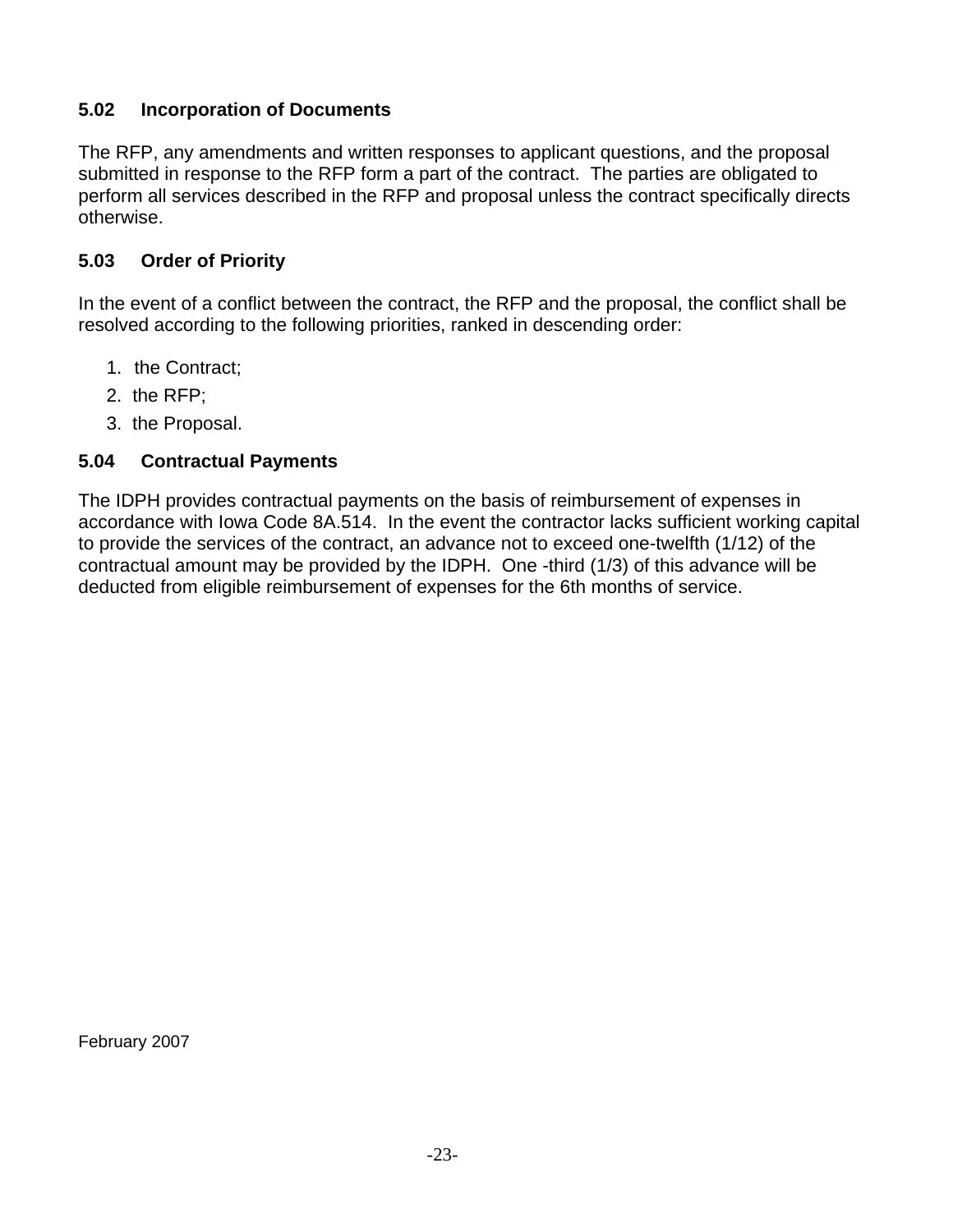### 5.02 Incorporation of Documents

The RFP, any amendments and written responses to applicant questions, and the proposal submitted in response to the RFP form a part of the contract. The parties are obligated to perform all services described in the RFP and proposal unless the contract specifically directs otherwise.

### 5.03 Order of Priority

In the event of a conflict between the contract, the RFP and the proposal, the conflict shall be resolved according to the following priorities, ranked in descending order:

1. the Contract;
2. the RFP;
3. the Proposal.

### 5.04 Contractual Payments

The IDPH provides contractual payments on the basis of reimbursement of expenses in accordance with Iowa Code 8A.514. In the event the contractor lacks sufficient working capital to provide the services of the contract, an advance not to exceed one-twelfth (1/12) of the contractual amount may be provided by the IDPH. One -third (1/3) of this advance will be deducted from eligible reimbursement of expenses for the 6th months of service.

February 2007